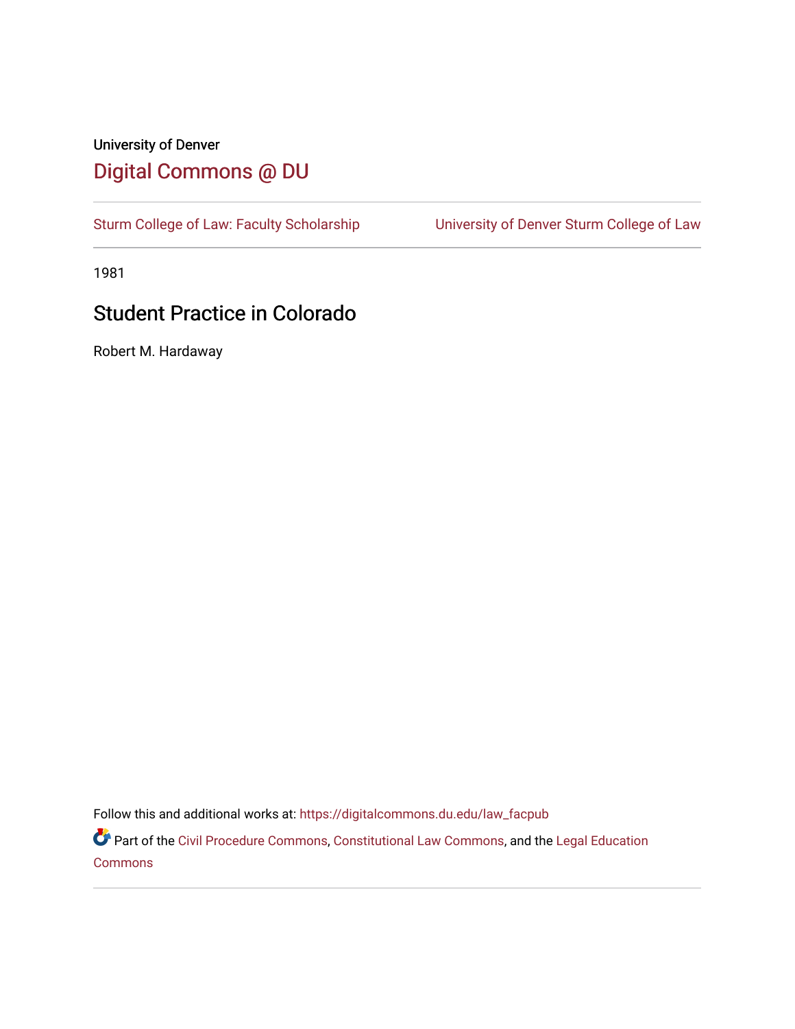University of Denver

# Digital Commons @ DU

Sturm College of Law: Faculty Scholarship | University of Denver Sturm College of Law

1981

## Student Practice in Colorado

Robert M. Hardaway

Follow this and additional works at: https://digitalcommons.du.edu/law_facpub

Part of the Civil Procedure Commons, Constitutional Law Commons, and the Legal Education Commons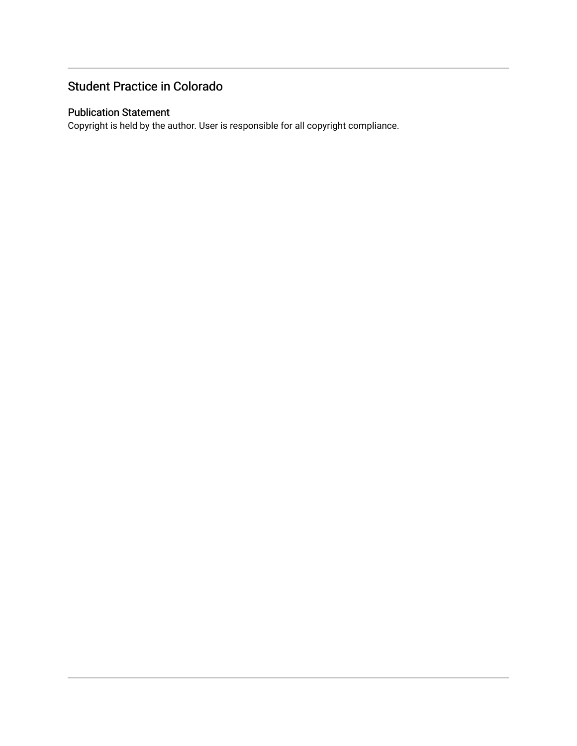## Student Practice in Colorado

### Publication Statement

Copyright is held by the author. User is responsible for all copyright compliance.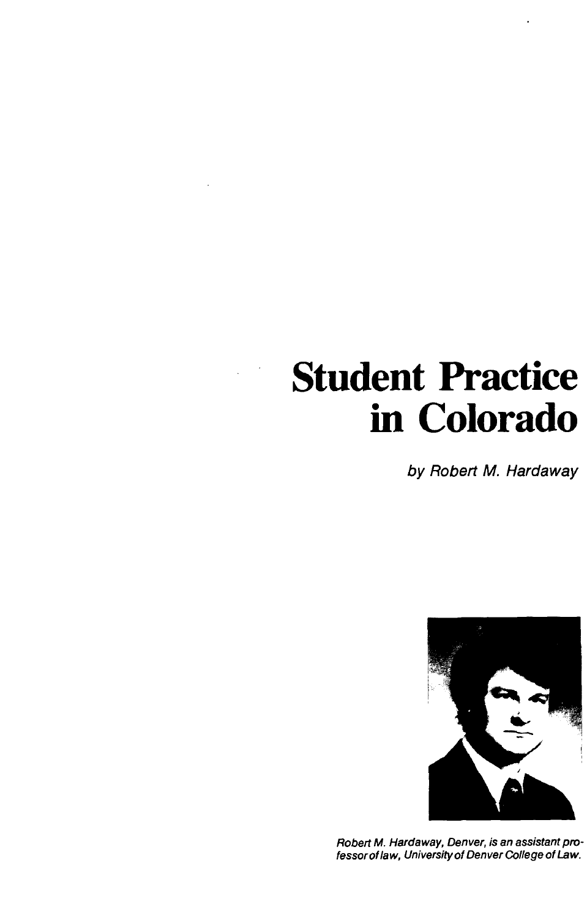# Student Practice in Colorado

*by Robert M. Hardaway*

*Robert M. Hardaway, Denver, is an assistant professor of law, University of Denver College of Law.*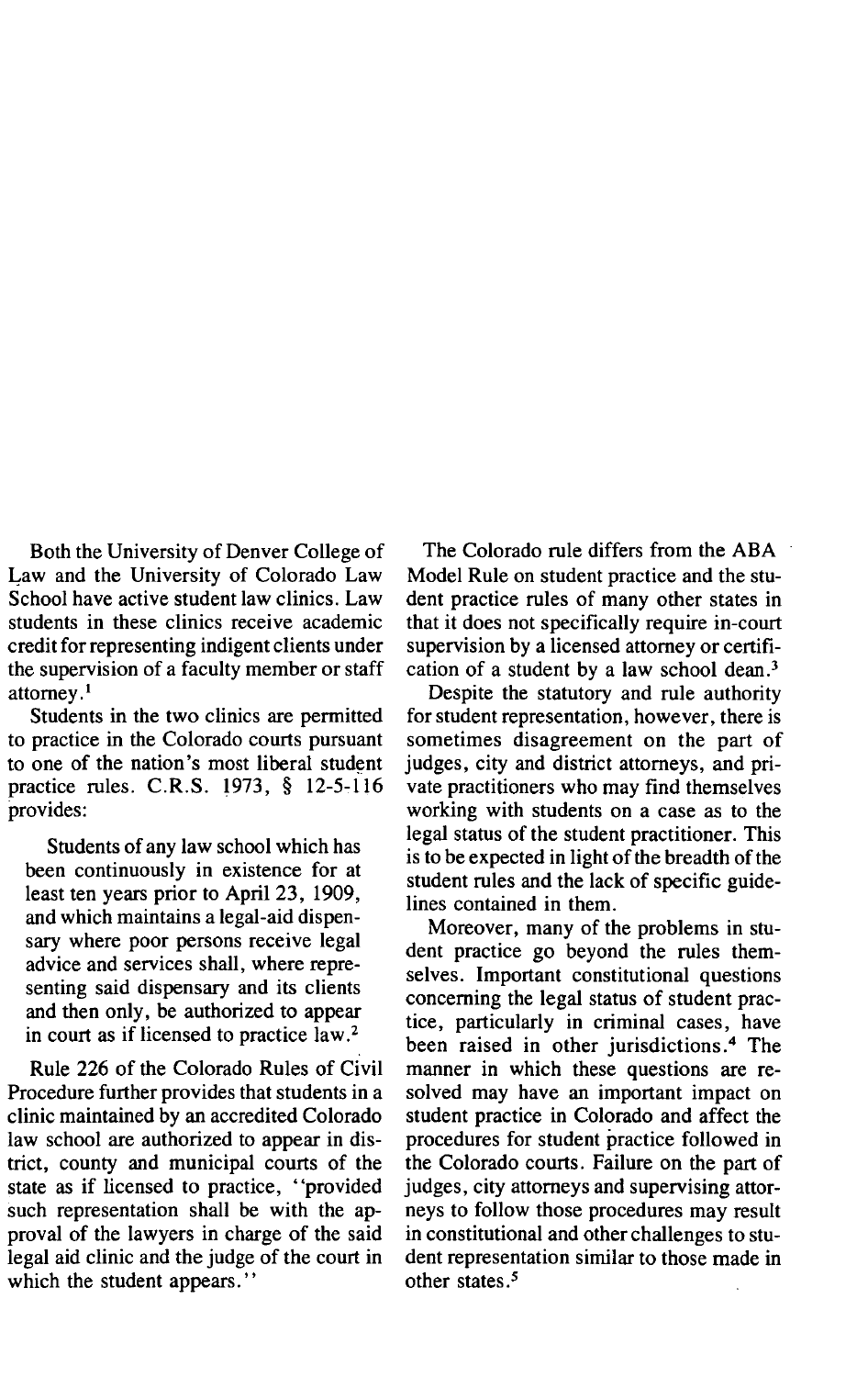Both the University of Denver College of Law and the University of Colorado Law School have active student law clinics. Law students in these clinics receive academic credit for representing indigent clients under the supervision of a faculty member or staff attorney.[1]

Students in the two clinics are permitted to practice in the Colorado courts pursuant to one of the nation's most liberal student practice rules. C.R.S. 1973, § 12-5-116 provides:

> Students of any law school which has been continuously in existence for at least ten years prior to April 23, 1909, and which maintains a legal-aid dispensary where poor persons receive legal advice and services shall, where representing said dispensary and its clients and then only, be authorized to appear in court as if licensed to practice law.[2]

Rule 226 of the Colorado Rules of Civil Procedure further provides that students in a clinic maintained by an accredited Colorado law school are authorized to appear in district, county and municipal courts of the state as if licensed to practice, "provided such representation shall be with the approval of the lawyers in charge of the said legal aid clinic and the judge of the court in which the student appears."

The Colorado rule differs from the ABA Model Rule on student practice and the student practice rules of many other states in that it does not specifically require in-court supervision by a licensed attorney or certification of a student by a law school dean.[3]

Despite the statutory and rule authority for student representation, however, there is sometimes disagreement on the part of judges, city and district attorneys, and private practitioners who may find themselves working with students on a case as to the legal status of the student practitioner. This is to be expected in light of the breadth of the student rules and the lack of specific guidelines contained in them.

Moreover, many of the problems in student practice go beyond the rules themselves. Important constitutional questions concerning the legal status of student practice, particularly in criminal cases, have been raised in other jurisdictions.[4] The manner in which these questions are resolved may have an important impact on student practice in Colorado and affect the procedures for student practice followed in the Colorado courts. Failure on the part of judges, city attorneys and supervising attorneys to follow those procedures may result in constitutional and other challenges to student representation similar to those made in other states.[5]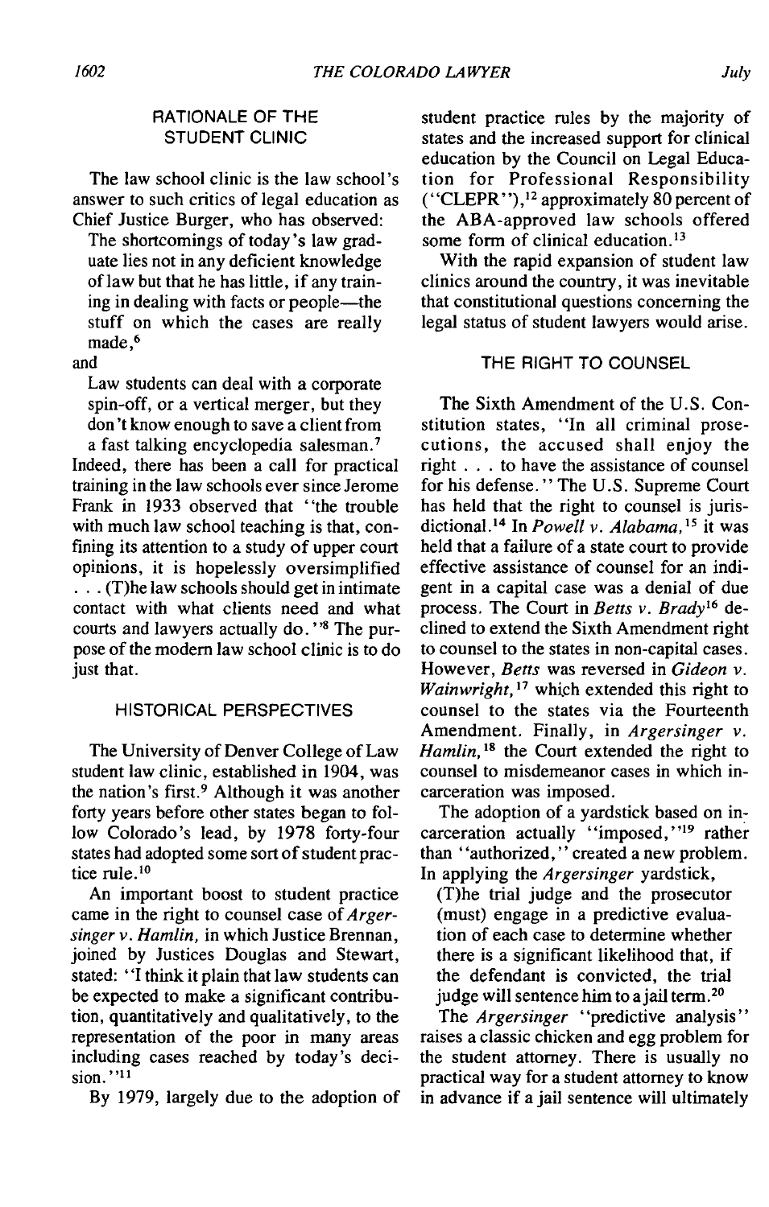## RATIONALE OF THE STUDENT CLINIC

The law school clinic is the law school's answer to such critics of legal education as Chief Justice Burger, who has observed:

> The shortcomings of today's law graduate lies not in any deficient knowledge of law but that he has little, if any training in dealing with facts or people—the stuff on which the cases are really made,[6]

and

> Law students can deal with a corporate spin-off, or a vertical merger, but they don't know enough to save a client from a fast talking encyclopedia salesman.[7]

Indeed, there has been a call for practical training in the law schools ever since Jerome Frank in 1933 observed that "the trouble with much law school teaching is that, confining its attention to a study of upper court opinions, it is hopelessly oversimplified . . . (T)he law schools should get in intimate contact with what clients need and what courts and lawyers actually do."[8] The purpose of the modern law school clinic is to do just that.

## HISTORICAL PERSPECTIVES

The University of Denver College of Law student law clinic, established in 1904, was the nation's first.[9] Although it was another forty years before other states began to follow Colorado's lead, by 1978 forty-four states had adopted some sort of student practice rule.[10]

An important boost to student practice came in the right to counsel case of *Argersinger v. Hamlin*, in which Justice Brennan, joined by Justices Douglas and Stewart, stated: "I think it plain that law students can be expected to make a significant contribution, quantitatively and qualitatively, to the representation of the poor in many areas including cases reached by today's decision."[11]

By 1979, largely due to the adoption of student practice rules by the majority of states and the increased support for clinical education by the Council on Legal Education for Professional Responsibility ("CLEPR"),[12] approximately 80 percent of the ABA-approved law schools offered some form of clinical education.[13]

With the rapid expansion of student law clinics around the country, it was inevitable that constitutional questions concerning the legal status of student lawyers would arise.

## THE RIGHT TO COUNSEL

The Sixth Amendment of the U.S. Constitution states, "In all criminal prosecutions, the accused shall enjoy the right . . . to have the assistance of counsel for his defense." The U.S. Supreme Court has held that the right to counsel is jurisdictional.[14] In *Powell v. Alabama*,[15] it was held that a failure of a state court to provide effective assistance of counsel for an indigent in a capital case was a denial of due process. The Court in *Betts v. Brady*[16] declined to extend the Sixth Amendment right to counsel to the states in non-capital cases. However, *Betts* was reversed in *Gideon v. Wainwright*,[17] which extended this right to counsel to the states via the Fourteenth Amendment. Finally, in *Argersinger v. Hamlin*,[18] the Court extended the right to counsel to misdemeanor cases in which incarceration was imposed.

The adoption of a yardstick based on incarceration actually "imposed,"[19] rather than "authorized," created a new problem. In applying the *Argersinger* yardstick,

> (T)he trial judge and the prosecutor (must) engage in a predictive evaluation of each case to determine whether there is a significant likelihood that, if the defendant is convicted, the trial judge will sentence him to a jail term.[20]

The *Argersinger* "predictive analysis" raises a classic chicken and egg problem for the student attorney. There is usually no practical way for a student attorney to know in advance if a jail sentence will ultimately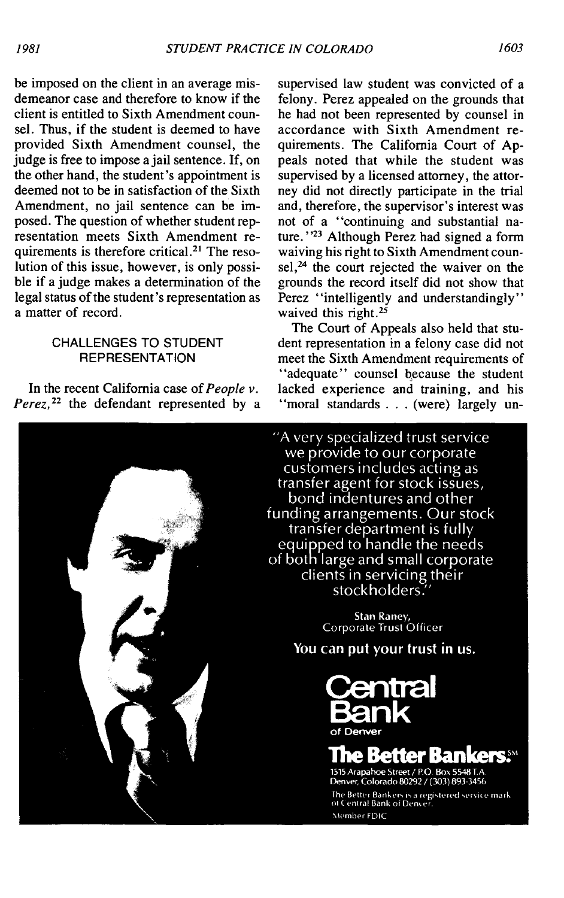be imposed on the client in an average misdemeanor case and therefore to know if the client is entitled to Sixth Amendment counsel. Thus, if the student is deemed to have provided Sixth Amendment counsel, the judge is free to impose a jail sentence. If, on the other hand, the student's appointment is deemed not to be in satisfaction of the Sixth Amendment, no jail sentence can be imposed. The question of whether student representation meets Sixth Amendment requirements is therefore critical.[21] The resolution of this issue, however, is only possible if a judge makes a determination of the legal status of the student's representation as a matter of record.

## CHALLENGES TO STUDENT REPRESENTATION

In the recent California case of *People v. Perez*,[22] the defendant represented by a supervised law student was convicted of a felony. Perez appealed on the grounds that he had not been represented by counsel in accordance with Sixth Amendment requirements. The California Court of Appeals noted that while the student was supervised by a licensed attorney, the attorney did not directly participate in the trial and, therefore, the supervisor's interest was not of a "continuing and substantial nature."[23] Although Perez had signed a form waiving his right to Sixth Amendment counsel,[24] the court rejected the waiver on the grounds the record itself did not show that Perez "intelligently and understandingly" waived this right.[25]

The Court of Appeals also held that student representation in a felony case did not meet the Sixth Amendment requirements of "adequate" counsel because the student lacked experience and training, and his "moral standards . . . (were) largely un-

"A very specialized trust service we provide to our corporate customers includes acting as transfer agent for stock issues, bond indentures and other funding arrangements. Our stock transfer department is fully equipped to handle the needs of both large and small corporate clients in servicing their stockholders."

Stan Raney,
Corporate Trust Officer

**You can put your trust in us.**

**Central Bank**
of Denver

**The Better Bankers.**℠

1515 Arapahoe Street / P.O. Box 5548 T.A.
Denver, Colorado 80292 / (303) 893-3456

The Better Bankers is a registered service mark of Central Bank of Denver.

Member FDIC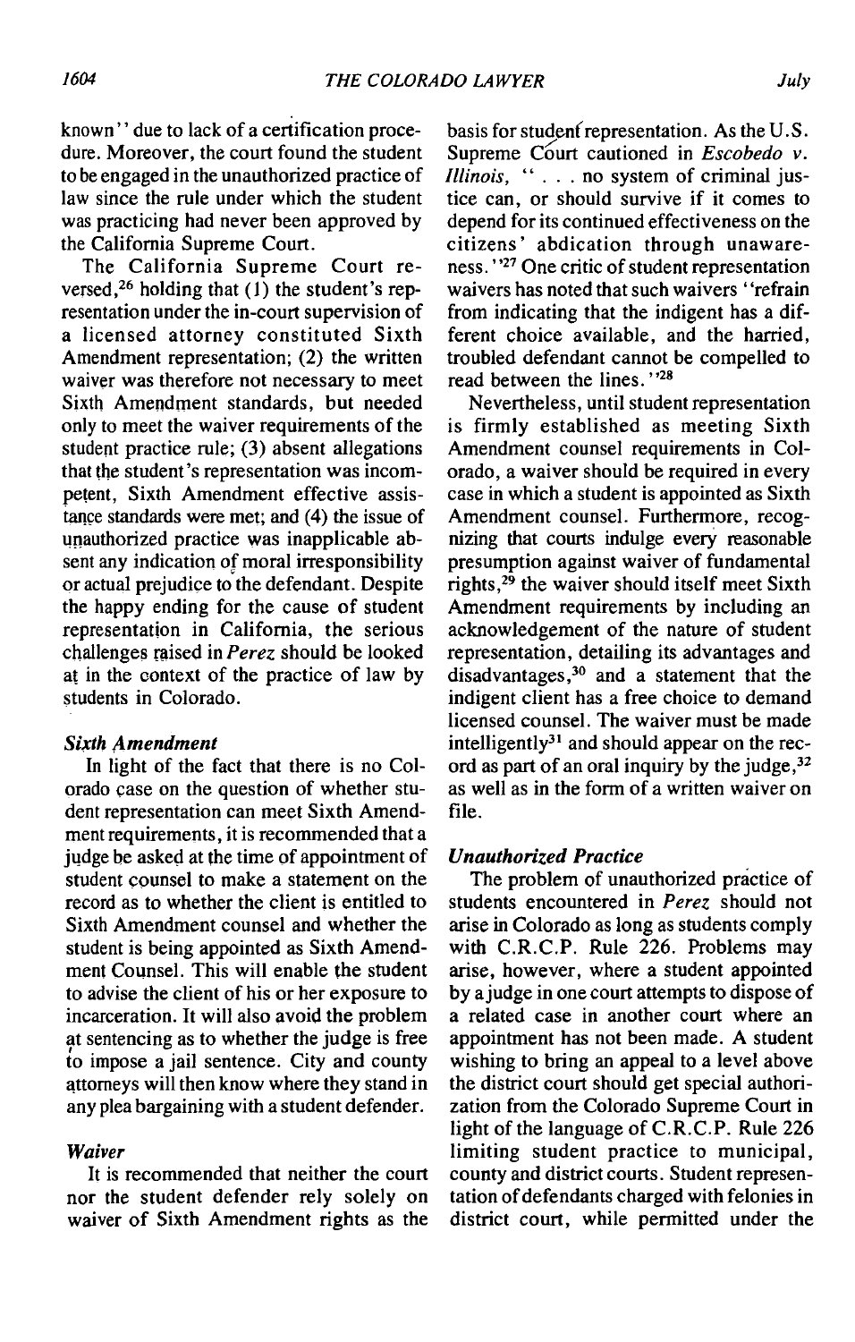known" due to lack of a certification procedure. Moreover, the court found the student to be engaged in the unauthorized practice of law since the rule under which the student was practicing had never been approved by the California Supreme Court.

The California Supreme Court reversed,[26] holding that (1) the student's representation under the in-court supervision of a licensed attorney constituted Sixth Amendment representation; (2) the written waiver was therefore not necessary to meet Sixth Amendment standards, but needed only to meet the waiver requirements of the student practice rule; (3) absent allegations that the student's representation was incompetent, Sixth Amendment effective assistance standards were met; and (4) the issue of unauthorized practice was inapplicable absent any indication of moral irresponsibility or actual prejudice to the defendant. Despite the happy ending for the cause of student representation in California, the serious challenges raised in *Perez* should be looked at in the context of the practice of law by students in Colorado.

### *Sixth Amendment*

In light of the fact that there is no Colorado case on the question of whether student representation can meet Sixth Amendment requirements, it is recommended that a judge be asked at the time of appointment of student counsel to make a statement on the record as to whether the client is entitled to Sixth Amendment counsel and whether the student is being appointed as Sixth Amendment Counsel. This will enable the student to advise the client of his or her exposure to incarceration. It will also avoid the problem at sentencing as to whether the judge is free to impose a jail sentence. City and county attorneys will then know where they stand in any plea bargaining with a student defender.

### *Waiver*

It is recommended that neither the court nor the student defender rely solely on waiver of Sixth Amendment rights as the basis for student representation. As the U.S. Supreme Court cautioned in *Escobedo v. Illinois*, ". . . no system of criminal justice can, or should survive if it comes to depend for its continued effectiveness on the citizens' abdication through unawareness."[27] One critic of student representation waivers has noted that such waivers "refrain from indicating that the indigent has a different choice available, and the harried, troubled defendant cannot be compelled to read between the lines."[28]

Nevertheless, until student representation is firmly established as meeting Sixth Amendment counsel requirements in Colorado, a waiver should be required in every case in which a student is appointed as Sixth Amendment counsel. Furthermore, recognizing that courts indulge every reasonable presumption against waiver of fundamental rights,[29] the waiver should itself meet Sixth Amendment requirements by including an acknowledgement of the nature of student representation, detailing its advantages and disadvantages,[30] and a statement that the indigent client has a free choice to demand licensed counsel. The waiver must be made intelligently[31] and should appear on the record as part of an oral inquiry by the judge,[32] as well as in the form of a written waiver on file.

### *Unauthorized Practice*

The problem of unauthorized practice of students encountered in *Perez* should not arise in Colorado as long as students comply with C.R.C.P. Rule 226. Problems may arise, however, where a student appointed by a judge in one court attempts to dispose of a related case in another court where an appointment has not been made. A student wishing to bring an appeal to a level above the district court should get special authorization from the Colorado Supreme Court in light of the language of C.R.C.P. Rule 226 limiting student practice to municipal, county and district courts. Student representation of defendants charged with felonies in district court, while permitted under the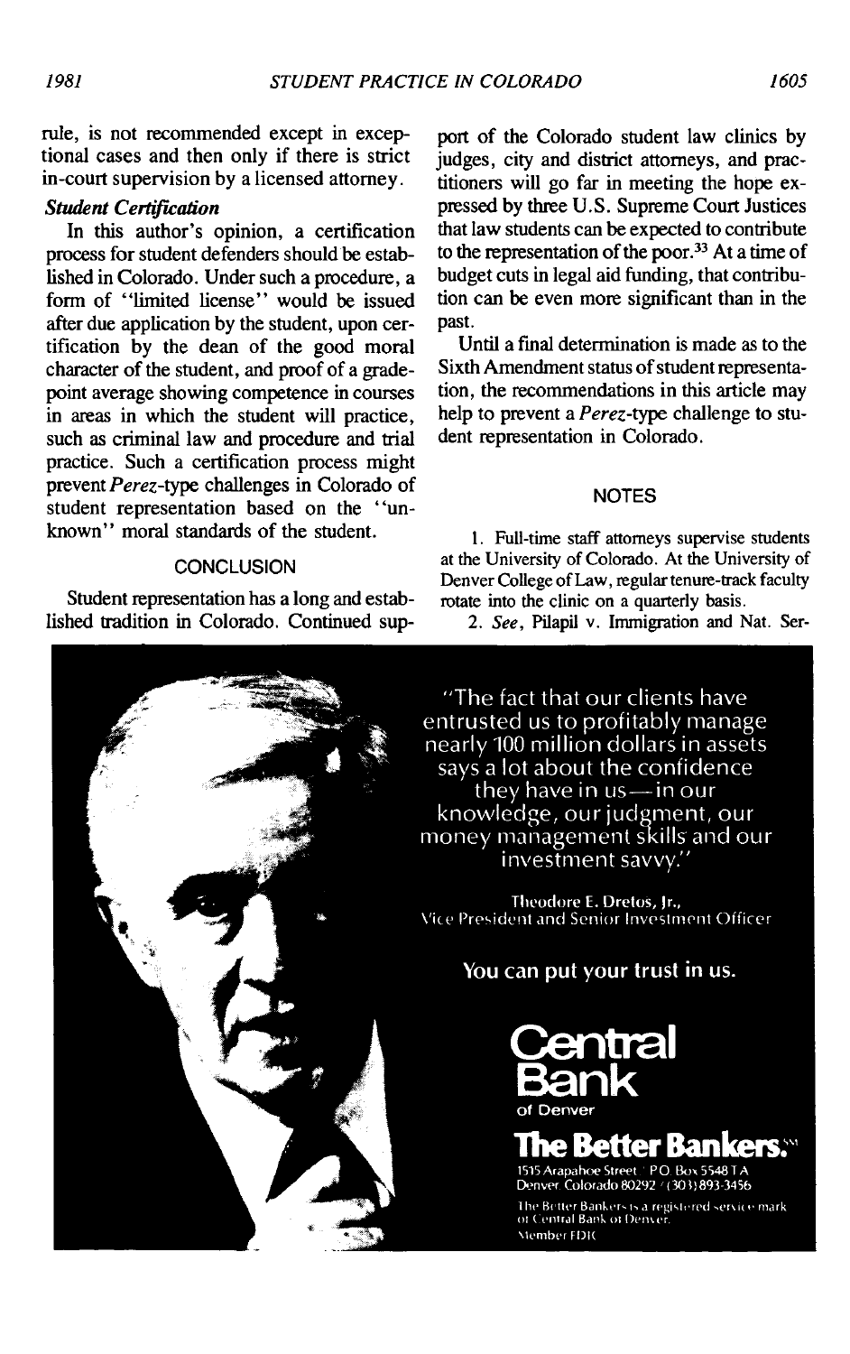rule, is not recommended except in exceptional cases and then only if there is strict in-court supervision by a licensed attorney.

### *Student Certification*

In this author's opinion, a certification process for student defenders should be established in Colorado. Under such a procedure, a form of "limited license" would be issued after due application by the student, upon certification by the dean of the good moral character of the student, and proof of a grade-point average showing competence in courses in areas in which the student will practice, such as criminal law and procedure and trial practice. Such a certification process might prevent *Perez*-type challenges in Colorado of student representation based on the "unknown" moral standards of the student.

## CONCLUSION

Student representation has a long and established tradition in Colorado. Continued support of the Colorado student law clinics by judges, city and district attorneys, and practitioners will go far in meeting the hope expressed by three U.S. Supreme Court Justices that law students can be expected to contribute to the representation of the poor.[33] At a time of budget cuts in legal aid funding, that contribution can be even more significant than in the past.

Until a final determination is made as to the Sixth Amendment status of student representation, the recommendations in this article may help to prevent a *Perez*-type challenge to student representation in Colorado.

## NOTES

1. Full-time staff attorneys supervise students at the University of Colorado. At the University of Denver College of Law, regular tenure-track faculty rotate into the clinic on a quarterly basis.

2. *See*, Pilapil v. Immigration and Nat. Ser-

"The fact that our clients have entrusted us to profitably manage nearly 100 million dollars in assets says a lot about the confidence they have in us—in our knowledge, our judgment, our money management skills and our investment savvy."

Theodore E. Dretos, Jr.,
Vice President and Senior Investment Officer

**You can put your trust in us.**

**Central Bank**
of Denver

**The Better Bankers.**SM

1515 Arapahoe Street / P.O. Box 5548 T.A.
Denver, Colorado 80292 / (303) 893-3456

The Better Bankers is a registered service mark of Central Bank of Denver.
Member FDIC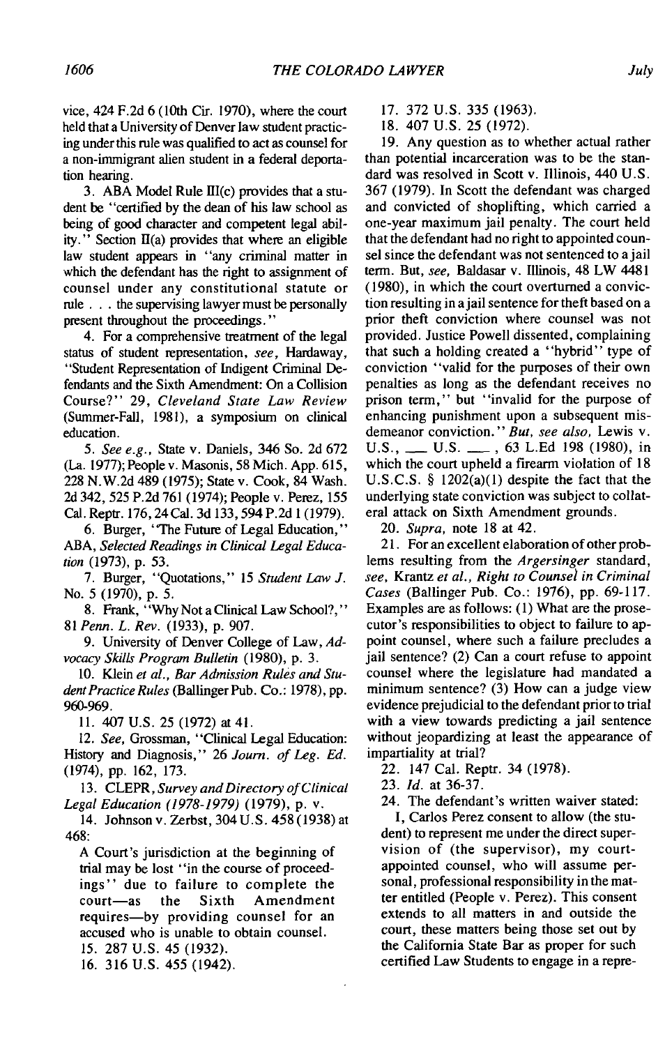vice, 424 F.2d 6 (10th Cir. 1970), where the court held that a University of Denver law student practicing under this rule was qualified to act as counsel for a non-immigrant alien student in a federal deportation hearing.

3. ABA Model Rule III(c) provides that a student be "certified by the dean of his law school as being of good character and competent legal ability." Section II(a) provides that where an eligible law student appears in "any criminal matter in which the defendant has the right to assignment of counsel under any constitutional statute or rule . . . the supervising lawyer must be personally present throughout the proceedings."

4. For a comprehensive treatment of the legal status of student representation, *see,* Hardaway, "Student Representation of Indigent Criminal Defendants and the Sixth Amendment: On a Collision Course?" 29, *Cleveland State Law Review* (Summer-Fall, 1981), a symposium on clinical education.

5. *See e.g.,* State v. Daniels, 346 So. 2d 672 (La. 1977); People v. Masonis, 58 Mich. App. 615, 228 N.W.2d 489 (1975); State v. Cook, 84 Wash. 2d 342, 525 P.2d 761 (1974); People v. Perez, 155 Cal. Reptr. 176, 24 Cal. 3d 133, 594 P.2d 1 (1979).

6. Burger, "The Future of Legal Education," ABA, *Selected Readings in Clinical Legal Education* (1973), p. 53.

7. Burger, "Quotations," 15 *Student Law J.* No. 5 (1970), p. 5.

8. Frank, "Why Not a Clinical Law School?," 81 *Penn. L. Rev.* (1933), p. 907.

9. University of Denver College of Law, *Advocacy Skills Program Bulletin* (1980), p. 3.

10. Klein *et al., Bar Admission Rules and Student Practice Rules* (Ballinger Pub. Co.: 1978), pp. 960-969.

11. 407 U.S. 25 (1972) at 41.

12. *See,* Grossman, "Clinical Legal Education: History and Diagnosis," 26 *Journ. of Leg. Ed.* (1974), pp. 162, 173.

13. CLEPR, *Survey and Directory of Clinical Legal Education (1978-1979)* (1979), p. v.

14. Johnson v. Zerbst, 304 U.S. 458 (1938) at 468:

> A Court's jurisdiction at the beginning of trial may be lost "in the course of proceedings" due to failure to complete the court—as the Sixth Amendment requires—by providing counsel for an accused who is unable to obtain counsel.

15. 287 U.S. 45 (1932).

16. 316 U.S. 455 (1942).

17. 372 U.S. 335 (1963).

18. 407 U.S. 25 (1972).

19. Any question as to whether actual rather than potential incarceration was to be the standard was resolved in Scott v. Illinois, 440 U.S. 367 (1979). In Scott the defendant was charged and convicted of shoplifting, which carried a one-year maximum jail penalty. The court held that the defendant had no right to appointed counsel since the defendant was not sentenced to a jail term. But, *see,* Baldasar v. Illinois, 48 LW 4481 (1980), in which the court overturned a conviction resulting in a jail sentence for theft based on a prior theft conviction where counsel was not provided. Justice Powell dissented, complaining that such a holding created a "hybrid" type of conviction "valid for the purposes of their own penalties as long as the defendant receives no prison term," but "invalid for the purpose of enhancing punishment upon a subsequent misdemeanor conviction." *But, see also,* Lewis v. U.S., ___ U.S. ___, 63 L.Ed 198 (1980), in which the court upheld a firearm violation of 18 U.S.C.S. § 1202(a)(1) despite the fact that the underlying state conviction was subject to collateral attack on Sixth Amendment grounds.

20. *Supra,* note 18 at 42.

21. For an excellent elaboration of other problems resulting from the *Argersinger* standard, *see,* Krantz *et al., Right to Counsel in Criminal Cases* (Ballinger Pub. Co.: 1976), pp. 69-117. Examples are as follows: (1) What are the prosecutor's responsibilities to object to failure to appoint counsel, where such a failure precludes a jail sentence? (2) Can a court refuse to appoint counsel where the legislature had mandated a minimum sentence? (3) How can a judge view evidence prejudicial to the defendant prior to trial with a view towards predicting a jail sentence without jeopardizing at least the appearance of impartiality at trial?

22. 147 Cal. Reptr. 34 (1978).

23. *Id.* at 36-37.

24. The defendant's written waiver stated:

> I, Carlos Perez consent to allow (the student) to represent me under the direct supervision of (the supervisor), my court-appointed counsel, who will assume personal, professional responsibility in the matter entitled (People v. Perez). This consent extends to all matters in and outside the court, these matters being those set out by the California State Bar as proper for such certified Law Students to engage in a repre-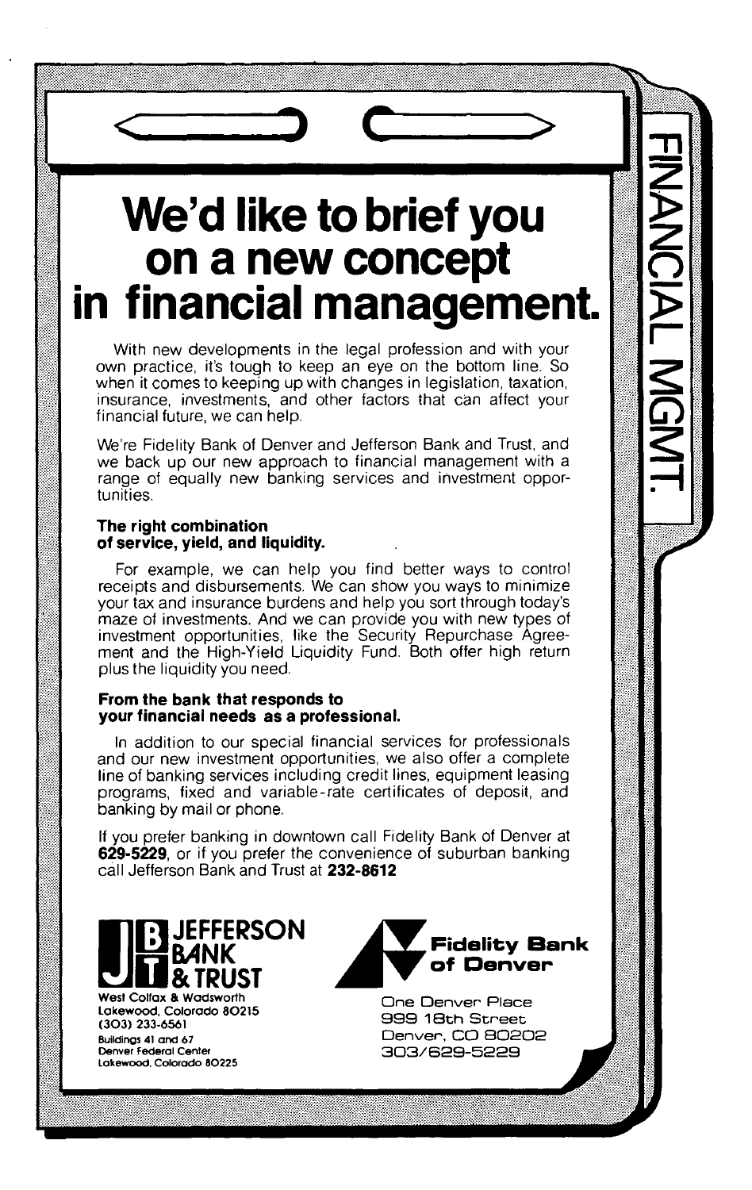FINANCIAL MGMT.

# We'd like to brief you on a new concept in financial management.

With new developments in the legal profession and with your own practice, it's tough to keep an eye on the bottom line. So when it comes to keeping up with changes in legislation, taxation, insurance, investments, and other factors that can affect your financial future, we can help.

We're Fidelity Bank of Denver and Jefferson Bank and Trust, and we back up our new approach to financial management with a range of equally new banking services and investment opportunities.

**The right combination of service, yield, and liquidity.**

For example, we can help you find better ways to control receipts and disbursements. We can show you ways to minimize your tax and insurance burdens and help you sort through today's maze of investments. And we can provide you with new types of investment opportunities, like the Security Repurchase Agreement and the High-Yield Liquidity Fund. Both offer high return plus the liquidity you need.

**From the bank that responds to your financial needs as a professional.**

In addition to our special financial services for professionals and our new investment opportunities, we also offer a complete line of banking services including credit lines, equipment leasing programs, fixed and variable-rate certificates of deposit, and banking by mail or phone.

If you prefer banking in downtown call Fidelity Bank of Denver at **629-5229**, or if you prefer the convenience of suburban banking call Jefferson Bank and Trust at **232-8612**

**JEFFERSON BANK & TRUST**
West Colfax & Wadsworth
Lakewood, Colorado 80215
(303) 233-6561
Buildings 41 and 67
Denver Federal Center
Lakewood, Colorado 80225

**Fidelity Bank of Denver**
One Denver Place
999 18th Street
Denver, CO 80202
303/629-5229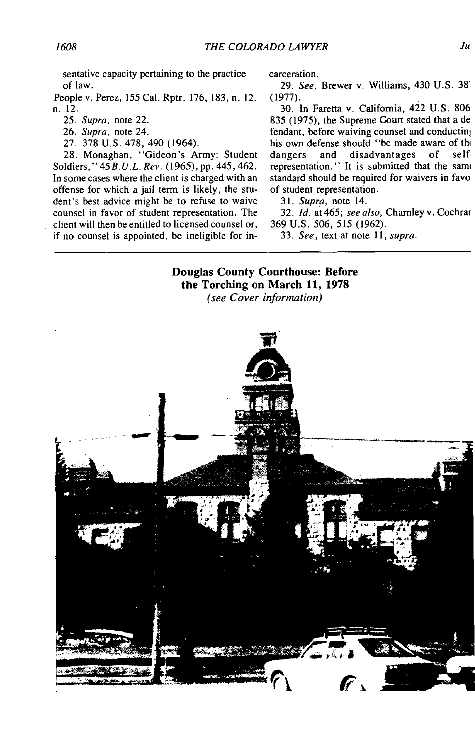sentative capacity pertaining to the practice of law.

People v. Perez, 155 Cal. Rptr. 176, 183, n. 12. n. 12.

25. *Supra*, note 22.

26. *Supra*, note 24.

27. 378 U.S. 478, 490 (1964).

28. Monaghan, "Gideon's Army: Student Soldiers," 45 *B.U.L. Rev*. (1965), pp. 445, 462. In some cases where the client is charged with an offense for which a jail term is likely, the student's best advice might be to refuse to waive counsel in favor of student representation. The client will then be entitled to licensed counsel or, if no counsel is appointed, be ineligible for incarceration.

29. *See*, Brewer v. Williams, 430 U.S. 38' (1977).

30. In Faretta v. California, 422 U.S. 806 835 (1975), the Supreme Court stated that a defendant, before waiving counsel and conductin; his own defense should "be made aware of th dangers and disadvantages of self representation." It is submitted that the sam standard should be required for waivers in favo of student representation.

31. *Supra*, note 14.

32. *Id*. at 465; *see also*, Charnley v. Cochrar 369 U.S. 506, 515 (1962).

33. *See*, text at note 11, *supra*.

**Douglas County Courthouse: Before the Torching on March 11, 1978**

*(see Cover information)*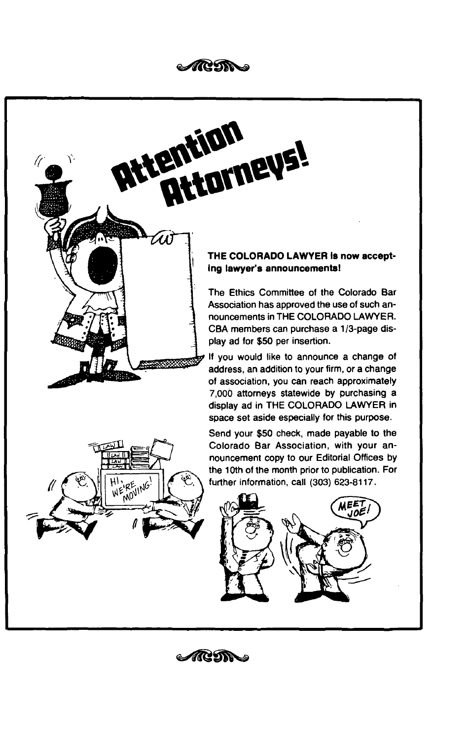# Attention Attorneys!

**THE COLORADO LAWYER is now accepting lawyer's announcements!**

The Ethics Committee of the Colorado Bar Association has approved the use of such announcements in THE COLORADO LAWYER. CBA members can purchase a 1/3-page display ad for $50 per insertion.

If you would like to announce a change of address, an addition to your firm, or a change of association, you can reach approximately 7,000 attorneys statewide by purchasing a display ad in THE COLORADO LAWYER in space set aside especially for this purpose.

Send your $50 check, made payable to the Colorado Bar Association, with your announcement copy to our Editorial Offices by the 10th of the month prior to publication. For further information, call (303) 623-8117.